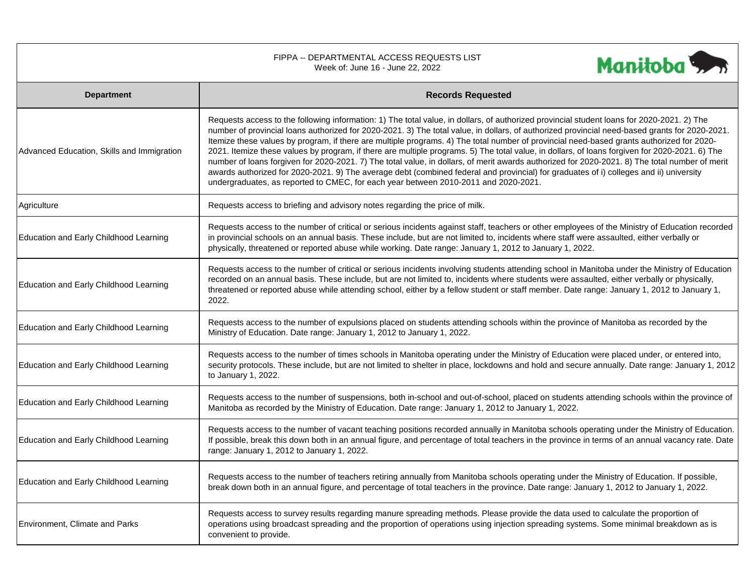FIPPA -- DEPARTMENTAL ACCESS REQUESTS LIST
Week of: June 16 - June 22, 2022

Manitoba

| Department | Records Requested |
| --- | --- |
| Advanced Education, Skills and Immigration | Requests access to the following information: 1) The total value, in dollars, of authorized provincial student loans for 2020-2021. 2) The number of provincial loans authorized for 2020-2021. 3) The total value, in dollars, of authorized provincial need-based grants for 2020-2021. Itemize these values by program, if there are multiple programs. 4) The total number of provincial need-based grants authorized for 2020-2021. Itemize these values by program, if there are multiple programs. 5) The total value, in dollars, of loans forgiven for 2020-2021. 6) The number of loans forgiven for 2020-2021. 7) The total value, in dollars, of merit awards authorized for 2020-2021. 8) The total number of merit awards authorized for 2020-2021. 9) The average debt (combined federal and provincial) for graduates of i) colleges and ii) university undergraduates, as reported to CMEC, for each year between 2010-2011 and 2020-2021. |
| Agriculture | Requests access to briefing and advisory notes regarding the price of milk. |
| Education and Early Childhood Learning | Requests access to the number of critical or serious incidents against staff, teachers or other employees of the Ministry of Education recorded in provincial schools on an annual basis. These include, but are not limited to, incidents where staff were assaulted, either verbally or physically, threatened or reported abuse while working. Date range: January 1, 2012 to January 1, 2022. |
| Education and Early Childhood Learning | Requests access to the number of critical or serious incidents involving students attending school in Manitoba under the Ministry of Education recorded on an annual basis. These include, but are not limited to, incidents where students were assaulted, either verbally or physically, threatened or reported abuse while attending school, either by a fellow student or staff member. Date range: January 1, 2012 to January 1, 2022. |
| Education and Early Childhood Learning | Requests access to the number of expulsions placed on students attending schools within the province of Manitoba as recorded by the Ministry of Education. Date range: January 1, 2012 to January 1, 2022. |
| Education and Early Childhood Learning | Requests access to the number of times schools in Manitoba operating under the Ministry of Education were placed under, or entered into, security protocols. These include, but are not limited to shelter in place, lockdowns and hold and secure annually. Date range: January 1, 2012 to January 1, 2022. |
| Education and Early Childhood Learning | Requests access to the number of suspensions, both in-school and out-of-school, placed on students attending schools within the province of Manitoba as recorded by the Ministry of Education. Date range: January 1, 2012 to January 1, 2022. |
| Education and Early Childhood Learning | Requests access to the number of vacant teaching positions recorded annually in Manitoba schools operating under the Ministry of Education. If possible, break this down both in an annual figure, and percentage of total teachers in the province in terms of an annual vacancy rate. Date range: January 1, 2012 to January 1, 2022. |
| Education and Early Childhood Learning | Requests access to the number of teachers retiring annually from Manitoba schools operating under the Ministry of Education. If possible, break down both in an annual figure, and percentage of total teachers in the province. Date range: January 1, 2012 to January 1, 2022. |
| Environment, Climate and Parks | Requests access to survey results regarding manure spreading methods. Please provide the data used to calculate the proportion of operations using broadcast spreading and the proportion of operations using injection spreading systems. Some minimal breakdown as is convenient to provide. |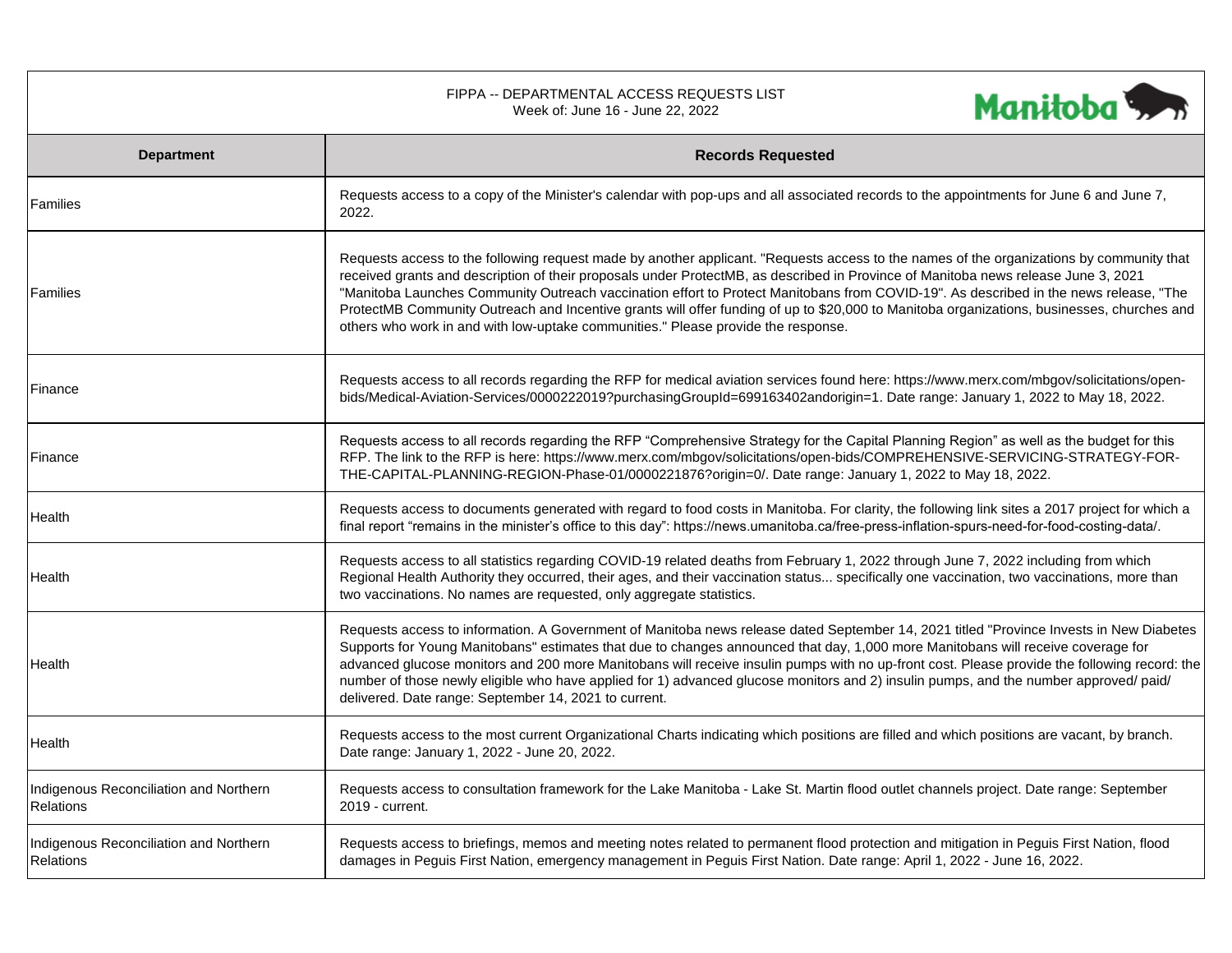FIPPA -- DEPARTMENTAL ACCESS REQUESTS LIST
Week of: June 16 - June 22, 2022

| Department | Records Requested |
|---|---|
| Families | Requests access to a copy of the Minister's calendar with pop-ups and all associated records to the appointments for June 6 and June 7, 2022. |
| Families | Requests access to the following request made by another applicant. "Requests access to the names of the organizations by community that received grants and description of their proposals under ProtectMB, as described in Province of Manitoba news release June 3, 2021 "Manitoba Launches Community Outreach vaccination effort to Protect Manitobans from COVID-19". As described in the news release, "The ProtectMB Community Outreach and Incentive grants will offer funding of up to $20,000 to Manitoba organizations, businesses, churches and others who work in and with low-uptake communities." Please provide the response. |
| Finance | Requests access to all records regarding the RFP for medical aviation services found here: https://www.merx.com/mbgov/solicitations/open-bids/Medical-Aviation-Services/0000222019?purchasingGroupId=699163402andorigin=1. Date range: January 1, 2022 to May 18, 2022. |
| Finance | Requests access to all records regarding the RFP “Comprehensive Strategy for the Capital Planning Region” as well as the budget for this RFP. The link to the RFP is here: https://www.merx.com/mbgov/solicitations/open-bids/COMPREHENSIVE-SERVICING-STRATEGY-FOR-THE-CAPITAL-PLANNING-REGION-Phase-01/0000221876?origin=0/. Date range: January 1, 2022 to May 18, 2022. |
| Health | Requests access to documents generated with regard to food costs in Manitoba. For clarity, the following link sites a 2017 project for which a final report “remains in the minister’s office to this day”: https://news.umanitoba.ca/free-press-inflation-spurs-need-for-food-costing-data/. |
| Health | Requests access to all statistics regarding COVID-19 related deaths from February 1, 2022 through June 7, 2022 including from which Regional Health Authority they occurred, their ages, and their vaccination status... specifically one vaccination, two vaccinations, more than two vaccinations. No names are requested, only aggregate statistics. |
| Health | Requests access to information. A Government of Manitoba news release dated September 14, 2021 titled "Province Invests in New Diabetes Supports for Young Manitobans" estimates that due to changes announced that day, 1,000 more Manitobans will receive coverage for advanced glucose monitors and 200 more Manitobans will receive insulin pumps with no up-front cost. Please provide the following record: the number of those newly eligible who have applied for 1) advanced glucose monitors and 2) insulin pumps, and the number approved/ paid/ delivered. Date range: September 14, 2021 to current. |
| Health | Requests access to the most current Organizational Charts indicating which positions are filled and which positions are vacant, by branch. Date range: January 1, 2022 - June 20, 2022. |
| Indigenous Reconciliation and Northern Relations | Requests access to consultation framework for the Lake Manitoba - Lake St. Martin flood outlet channels project. Date range: September 2019 - current. |
| Indigenous Reconciliation and Northern Relations | Requests access to briefings, memos and meeting notes related to permanent flood protection and mitigation in Peguis First Nation, flood damages in Peguis First Nation, emergency management in Peguis First Nation. Date range: April 1, 2022 - June 16, 2022. |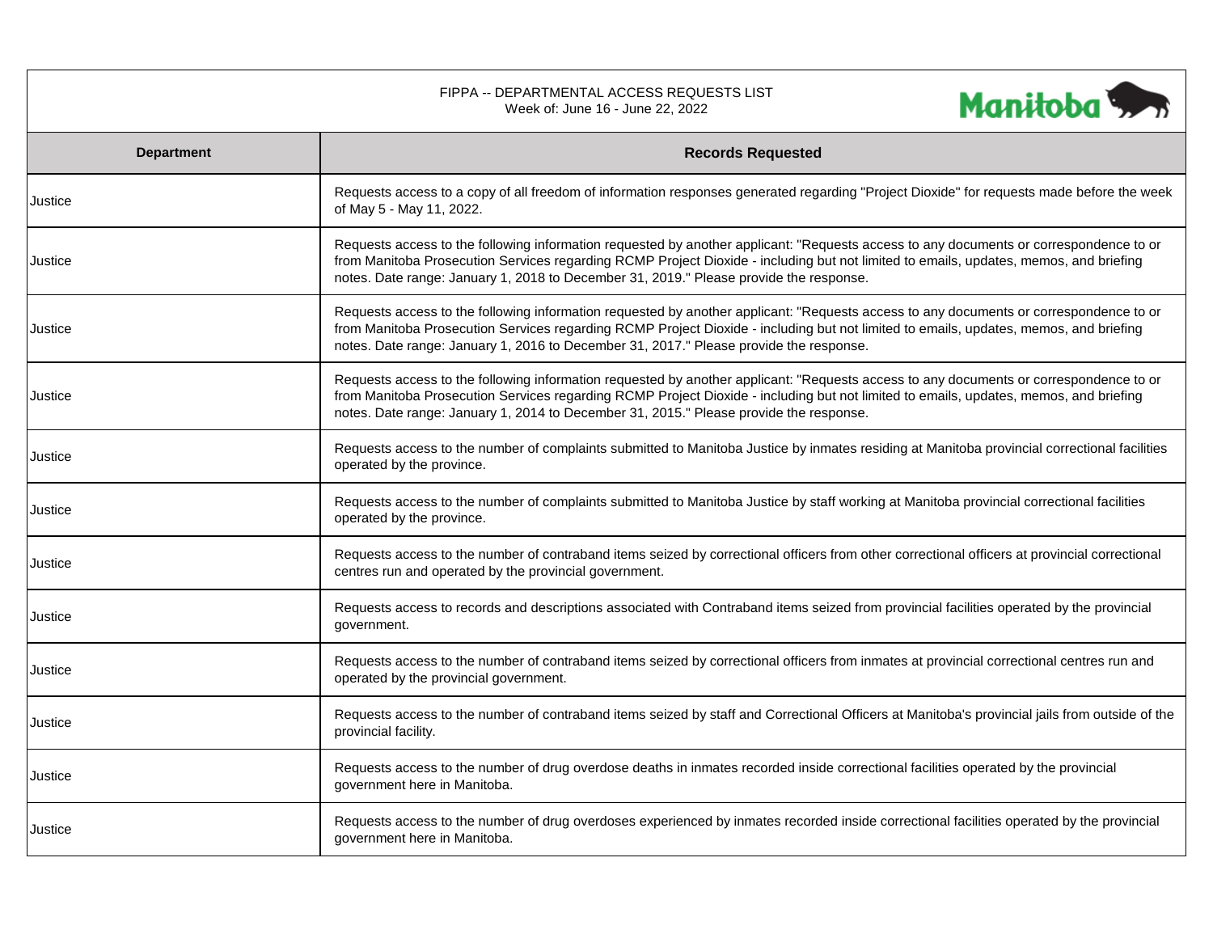FIPPA -- DEPARTMENTAL ACCESS REQUESTS LIST
Week of: June 16 - June 22, 2022

| Department | Records Requested |
|---|---|
| Justice | Requests access to a copy of all freedom of information responses generated regarding "Project Dioxide" for requests made before the week of May 5 - May 11, 2022. |
| Justice | Requests access to the following information requested by another applicant: "Requests access to any documents or correspondence to or from Manitoba Prosecution Services regarding RCMP Project Dioxide - including but not limited to emails, updates, memos, and briefing notes. Date range: January 1, 2018 to December 31, 2019." Please provide the response. |
| Justice | Requests access to the following information requested by another applicant: "Requests access to any documents or correspondence to or from Manitoba Prosecution Services regarding RCMP Project Dioxide - including but not limited to emails, updates, memos, and briefing notes. Date range: January 1, 2016 to December 31, 2017." Please provide the response. |
| Justice | Requests access to the following information requested by another applicant: "Requests access to any documents or correspondence to or from Manitoba Prosecution Services regarding RCMP Project Dioxide - including but not limited to emails, updates, memos, and briefing notes. Date range: January 1, 2014 to December 31, 2015." Please provide the response. |
| Justice | Requests access to the number of complaints submitted to Manitoba Justice by inmates residing at Manitoba provincial correctional facilities operated by the province. |
| Justice | Requests access to the number of complaints submitted to Manitoba Justice by staff working at Manitoba provincial correctional facilities operated by the province. |
| Justice | Requests access to the number of contraband items seized by correctional officers from other correctional officers at provincial correctional centres run and operated by the provincial government. |
| Justice | Requests access to records and descriptions associated with Contraband items seized from provincial facilities operated by the provincial government. |
| Justice | Requests access to the number of contraband items seized by correctional officers from inmates at provincial correctional centres run and operated by the provincial government. |
| Justice | Requests access to the number of contraband items seized by staff and Correctional Officers at Manitoba's provincial jails from outside of the provincial facility. |
| Justice | Requests access to the number of drug overdose deaths in inmates recorded inside correctional facilities operated by the provincial government here in Manitoba. |
| Justice | Requests access to the number of drug overdoses experienced by inmates recorded inside correctional facilities operated by the provincial government here in Manitoba. |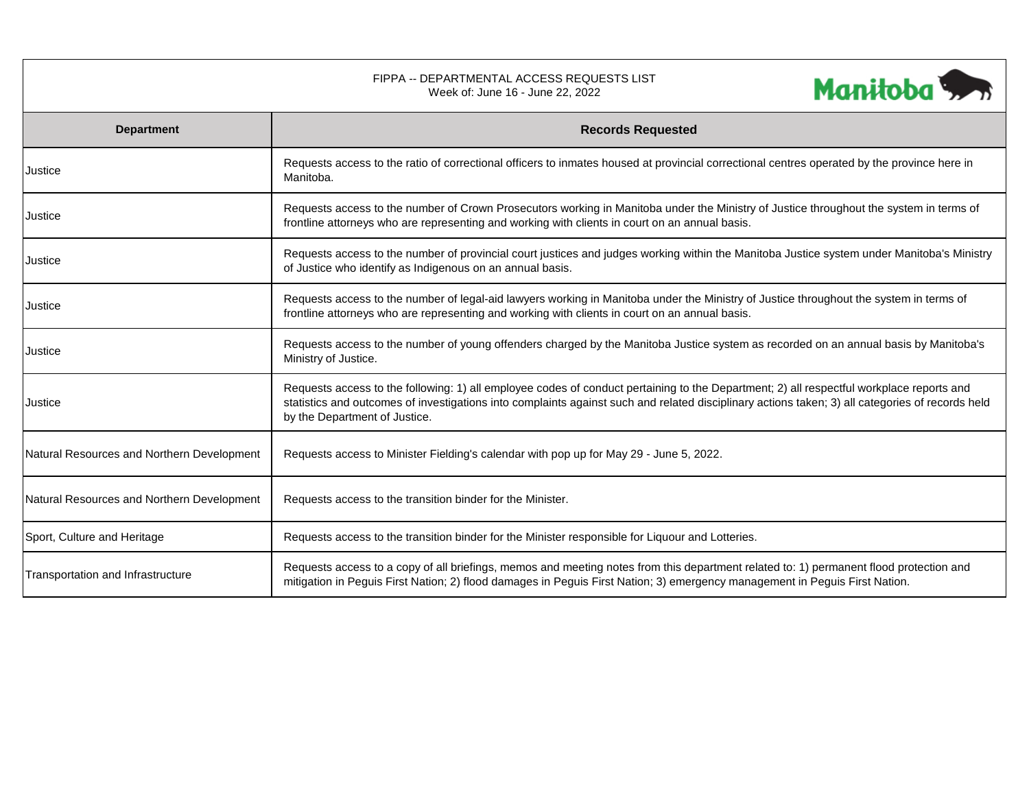FIPPA -- DEPARTMENTAL ACCESS REQUESTS LIST
Week of: June 16 - June 22, 2022

Manitoba

| Department | Records Requested |
| --- | --- |
| Justice | Requests access to the ratio of correctional officers to inmates housed at provincial correctional centres operated by the province here in Manitoba. |
| Justice | Requests access to the number of Crown Prosecutors working in Manitoba under the Ministry of Justice throughout the system in terms of frontline attorneys who are representing and working with clients in court on an annual basis. |
| Justice | Requests access to the number of provincial court justices and judges working within the Manitoba Justice system under Manitoba's Ministry of Justice who identify as Indigenous on an annual basis. |
| Justice | Requests access to the number of legal-aid lawyers working in Manitoba under the Ministry of Justice throughout the system in terms of frontline attorneys who are representing and working with clients in court on an annual basis. |
| Justice | Requests access to the number of young offenders charged by the Manitoba Justice system as recorded on an annual basis by Manitoba's Ministry of Justice. |
| Justice | Requests access to the following: 1) all employee codes of conduct pertaining to the Department; 2) all respectful workplace reports and statistics and outcomes of investigations into complaints against such and related disciplinary actions taken; 3) all categories of records held by the Department of Justice. |
| Natural Resources and Northern Development | Requests access to Minister Fielding's calendar with pop up for May 29 - June 5, 2022. |
| Natural Resources and Northern Development | Requests access to the transition binder for the Minister. |
| Sport, Culture and Heritage | Requests access to the transition binder for the Minister responsible for Liquour and Lotteries. |
| Transportation and Infrastructure | Requests access to a copy of all briefings, memos and meeting notes from this department related to: 1) permanent flood protection and mitigation in Peguis First Nation; 2) flood damages in Peguis First Nation; 3) emergency management in Peguis First Nation. |